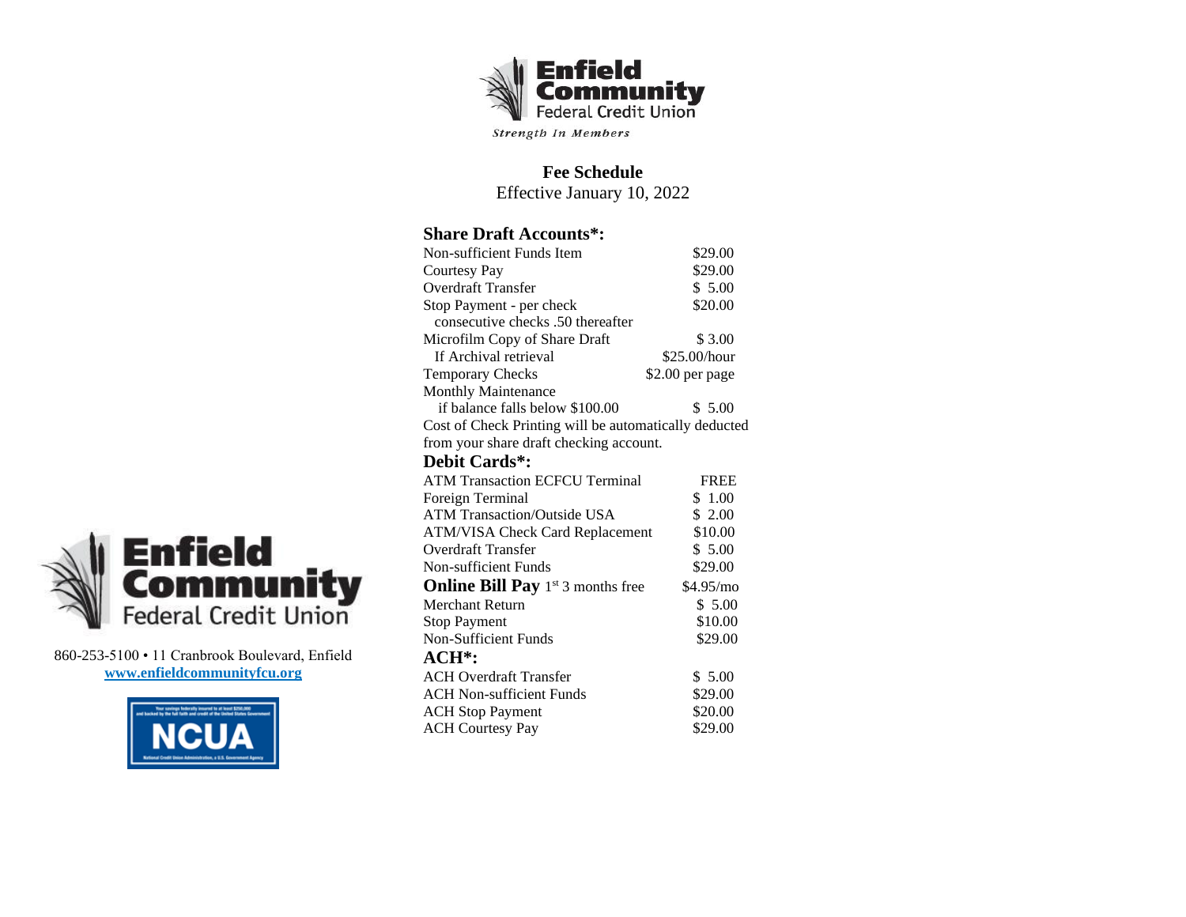# Enfield Community Federal Credit Union

*Strength In Members*

## Fee Schedule

Effective January 10, 2022

### Share Draft Accounts*:

| | |
|---|---|
| Non-sufficient Funds Item | $29.00 |
| Courtesy Pay | $29.00 |
| Overdraft Transfer | $ 5.00 |
| Stop Payment - per check | $20.00 |
| consecutive checks .50 thereafter | |
| Microfilm Copy of Share Draft | $ 3.00 |
| If Archival retrieval | $25.00/hour |
| Temporary Checks | $2.00 per page |
| Monthly Maintenance | |
| if balance falls below $100.00 | $ 5.00 |

Cost of Check Printing will be automatically deducted from your share draft checking account.

### Debit Cards*:

| | |
|---|---|
| ATM Transaction ECFCU Terminal | FREE |
| Foreign Terminal | $ 1.00 |
| ATM Transaction/Outside USA | $ 2.00 |
| ATM/VISA Check Card Replacement | $10.00 |
| Overdraft Transfer | $ 5.00 |
| Non-sufficient Funds | $29.00 |

### Online Bill Pay 1st 3 months free — $4.95/mo

| | |
|---|---|
| Merchant Return | $ 5.00 |
| Stop Payment | $10.00 |
| Non-Sufficient Funds | $29.00 |

### ACH*:

| | |
|---|---|
| ACH Overdraft Transfer | $ 5.00 |
| ACH Non-sufficient Funds | $29.00 |
| ACH Stop Payment | $20.00 |
| ACH Courtesy Pay | $29.00 |

Enfield Community Federal Credit Union

860-253-5100 • 11 Cranbrook Boulevard, Enfield

www.enfieldcommunityfcu.org

Your savings federally insured to at least $250,000 and backed by the full faith and credit of the United States Government

NCUA

National Credit Union Administration, a U.S. Government Agency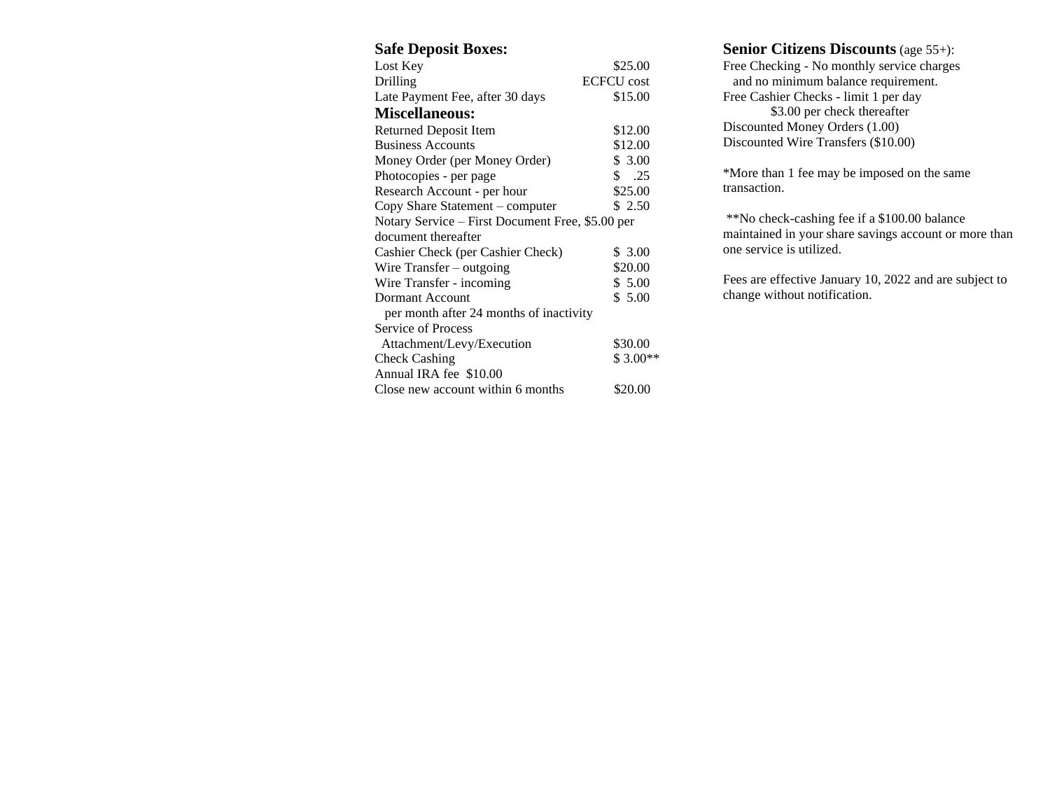## Safe Deposit Boxes:

| | |
|---|---|
| Lost Key | $25.00 |
| Drilling | ECFCU cost |
| Late Payment Fee, after 30 days | $15.00 |

## Miscellaneous:

| | |
|---|---|
| Returned Deposit Item | $12.00 |
| Business Accounts | $12.00 |
| Money Order (per Money Order) | $ 3.00 |
| Photocopies - per page | $ .25 |
| Research Account - per hour | $25.00 |
| Copy Share Statement – computer | $ 2.50 |
| Notary Service – First Document Free, $5.00 per document thereafter | |
| Cashier Check (per Cashier Check) | $ 3.00 |
| Wire Transfer – outgoing | $20.00 |
| Wire Transfer - incoming | $ 5.00 |
| Dormant Account per month after 24 months of inactivity | $ 5.00 |
| Service of Process Attachment/Levy/Execution | $30.00 |
| Check Cashing | $ 3.00** |
| Annual IRA fee | $10.00 |
| Close new account within 6 months | $20.00 |

## Senior Citizens Discounts (age 55+):

Free Checking - No monthly service charges and no minimum balance requirement.
Free Cashier Checks - limit 1 per day
$3.00 per check thereafter
Discounted Money Orders (1.00)
Discounted Wire Transfers ($10.00)

*More than 1 fee may be imposed on the same transaction.

**No check-cashing fee if a $100.00 balance maintained in your share savings account or more than one service is utilized.

Fees are effective January 10, 2022 and are subject to change without notification.